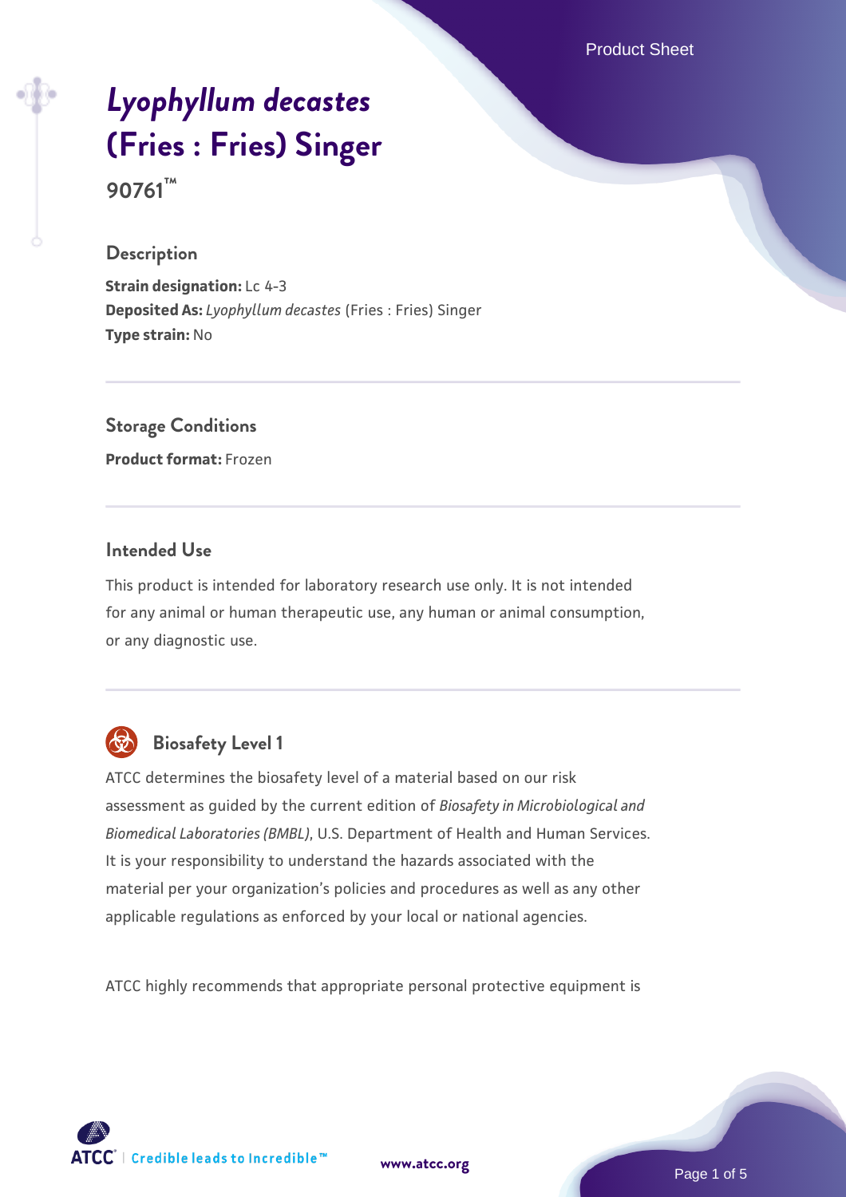# *Lyophyllum decastes* (Fries : Fries) Singer

**90761™**

## Description

**Strain designation:** Lc 4-3
**Deposited As:** *Lyophyllum decastes* (Fries : Fries) Singer
**Type strain:** No

## Storage Conditions

**Product format:** Frozen

## Intended Use

This product is intended for laboratory research use only. It is not intended for any animal or human therapeutic use, any human or animal consumption, or any diagnostic use.

## Biosafety Level 1

ATCC determines the biosafety level of a material based on our risk assessment as guided by the current edition of *Biosafety in Microbiological and Biomedical Laboratories (BMBL)*, U.S. Department of Health and Human Services. It is your responsibility to understand the hazards associated with the material per your organization's policies and procedures as well as any other applicable regulations as enforced by your local or national agencies.

ATCC highly recommends that appropriate personal protective equipment is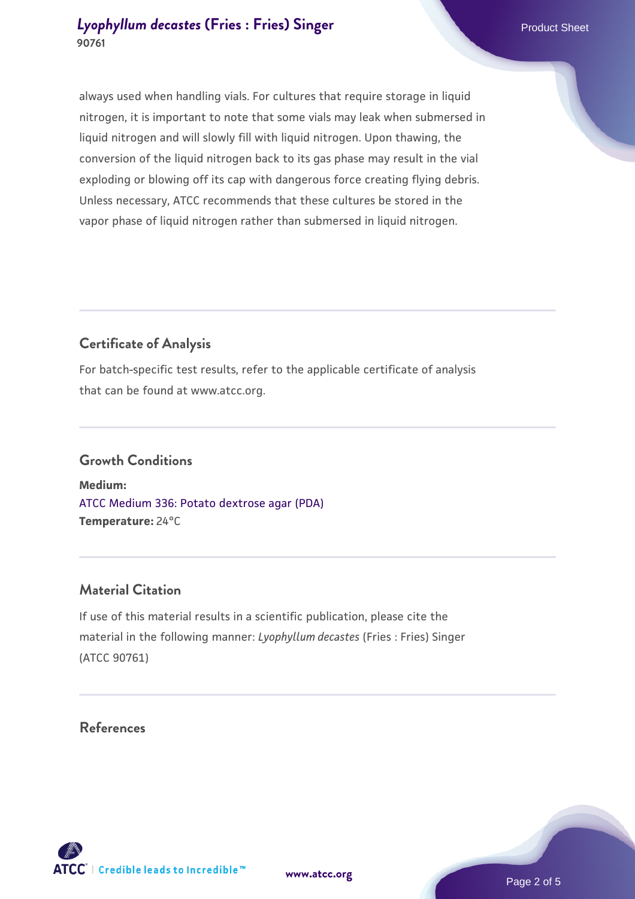always used when handling vials. For cultures that require storage in liquid nitrogen, it is important to note that some vials may leak when submersed in liquid nitrogen and will slowly fill with liquid nitrogen. Upon thawing, the conversion of the liquid nitrogen back to its gas phase may result in the vial exploding or blowing off its cap with dangerous force creating flying debris. Unless necessary, ATCC recommends that these cultures be stored in the vapor phase of liquid nitrogen rather than submersed in liquid nitrogen.

## Certificate of Analysis

For batch-specific test results, refer to the applicable certificate of analysis that can be found at www.atcc.org.

## Growth Conditions

**Medium:**
ATCC Medium 336: Potato dextrose agar (PDA)
**Temperature:** 24°C

## Material Citation

If use of this material results in a scientific publication, please cite the material in the following manner: *Lyophyllum decastes* (Fries : Fries) Singer (ATCC 90761)

## References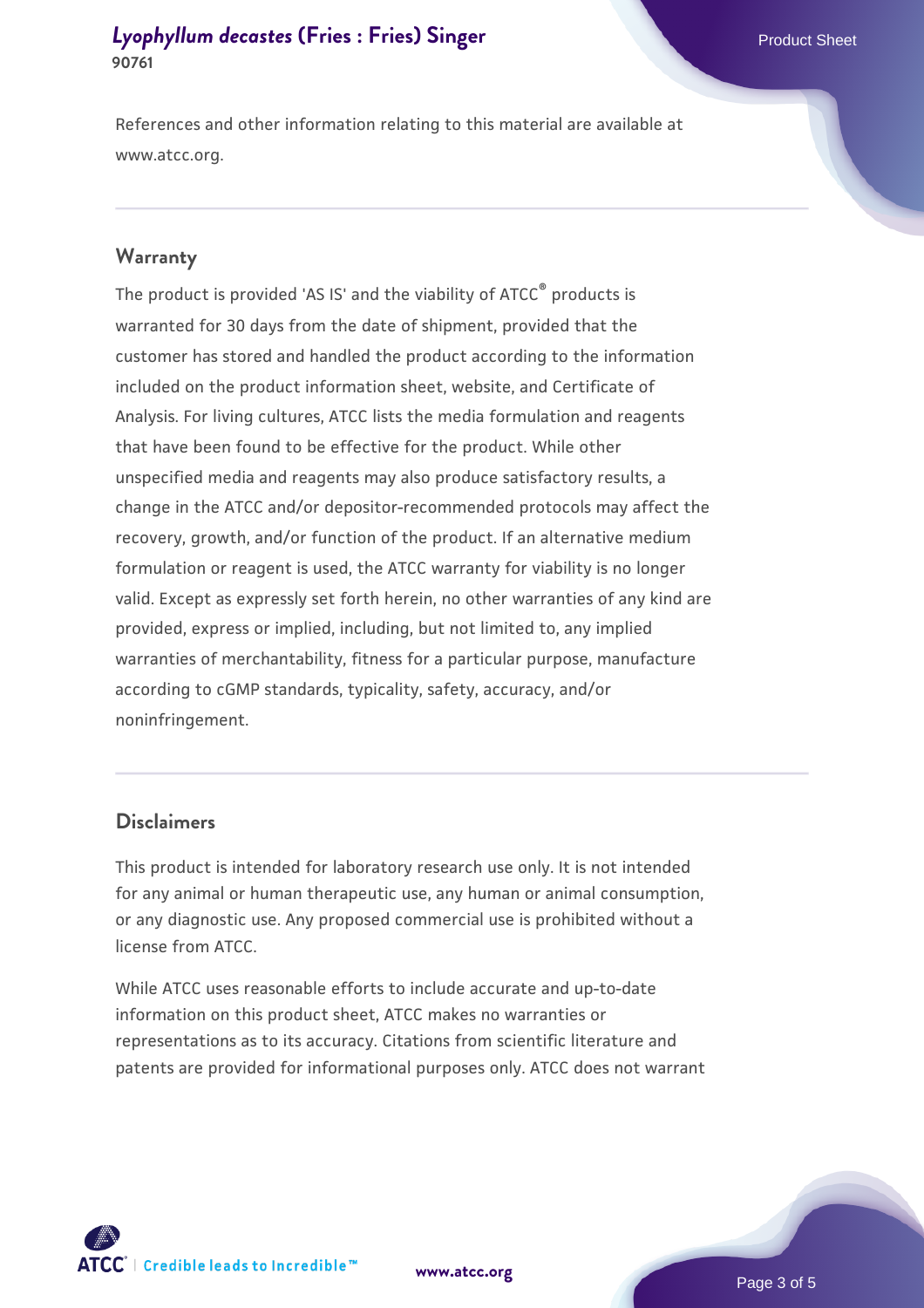References and other information relating to this material are available at www.atcc.org.

## Warranty

The product is provided 'AS IS' and the viability of ATCC® products is warranted for 30 days from the date of shipment, provided that the customer has stored and handled the product according to the information included on the product information sheet, website, and Certificate of Analysis. For living cultures, ATCC lists the media formulation and reagents that have been found to be effective for the product. While other unspecified media and reagents may also produce satisfactory results, a change in the ATCC and/or depositor-recommended protocols may affect the recovery, growth, and/or function of the product. If an alternative medium formulation or reagent is used, the ATCC warranty for viability is no longer valid. Except as expressly set forth herein, no other warranties of any kind are provided, express or implied, including, but not limited to, any implied warranties of merchantability, fitness for a particular purpose, manufacture according to cGMP standards, typicality, safety, accuracy, and/or noninfringement.

## Disclaimers

This product is intended for laboratory research use only. It is not intended for any animal or human therapeutic use, any human or animal consumption, or any diagnostic use. Any proposed commercial use is prohibited without a license from ATCC.

While ATCC uses reasonable efforts to include accurate and up-to-date information on this product sheet, ATCC makes no warranties or representations as to its accuracy. Citations from scientific literature and patents are provided for informational purposes only. ATCC does not warrant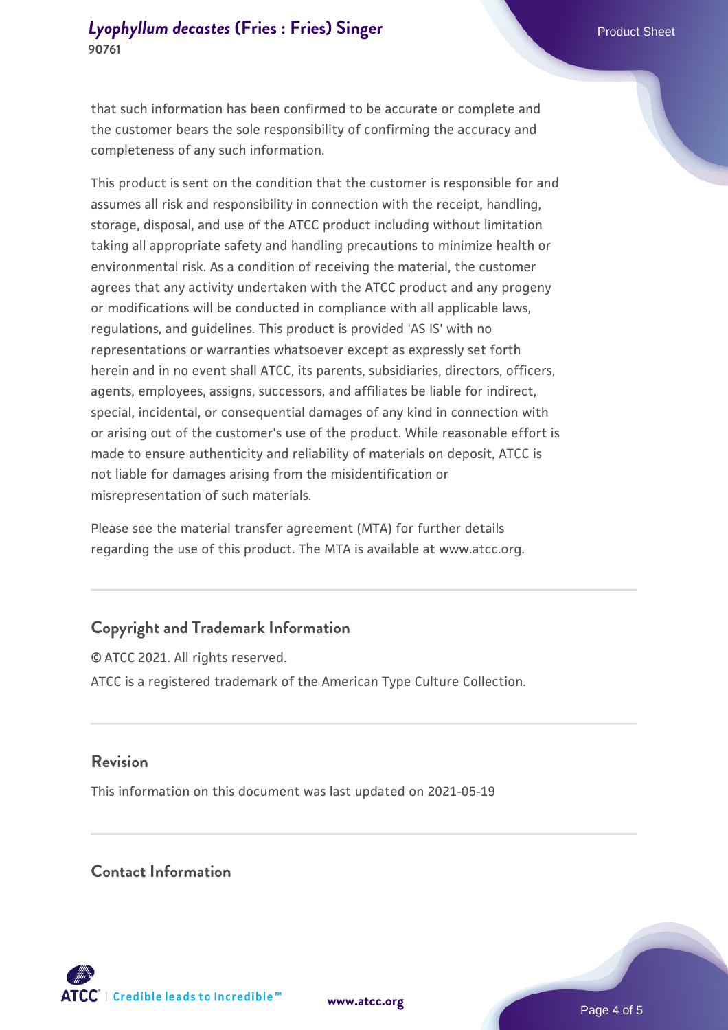that such information has been confirmed to be accurate or complete and the customer bears the sole responsibility of confirming the accuracy and completeness of any such information.

This product is sent on the condition that the customer is responsible for and assumes all risk and responsibility in connection with the receipt, handling, storage, disposal, and use of the ATCC product including without limitation taking all appropriate safety and handling precautions to minimize health or environmental risk. As a condition of receiving the material, the customer agrees that any activity undertaken with the ATCC product and any progeny or modifications will be conducted in compliance with all applicable laws, regulations, and guidelines. This product is provided 'AS IS' with no representations or warranties whatsoever except as expressly set forth herein and in no event shall ATCC, its parents, subsidiaries, directors, officers, agents, employees, assigns, successors, and affiliates be liable for indirect, special, incidental, or consequential damages of any kind in connection with or arising out of the customer's use of the product. While reasonable effort is made to ensure authenticity and reliability of materials on deposit, ATCC is not liable for damages arising from the misidentification or misrepresentation of such materials.

Please see the material transfer agreement (MTA) for further details regarding the use of this product. The MTA is available at www.atcc.org.

## Copyright and Trademark Information

© ATCC 2021. All rights reserved.

ATCC is a registered trademark of the American Type Culture Collection.

## Revision

This information on this document was last updated on 2021-05-19

## Contact Information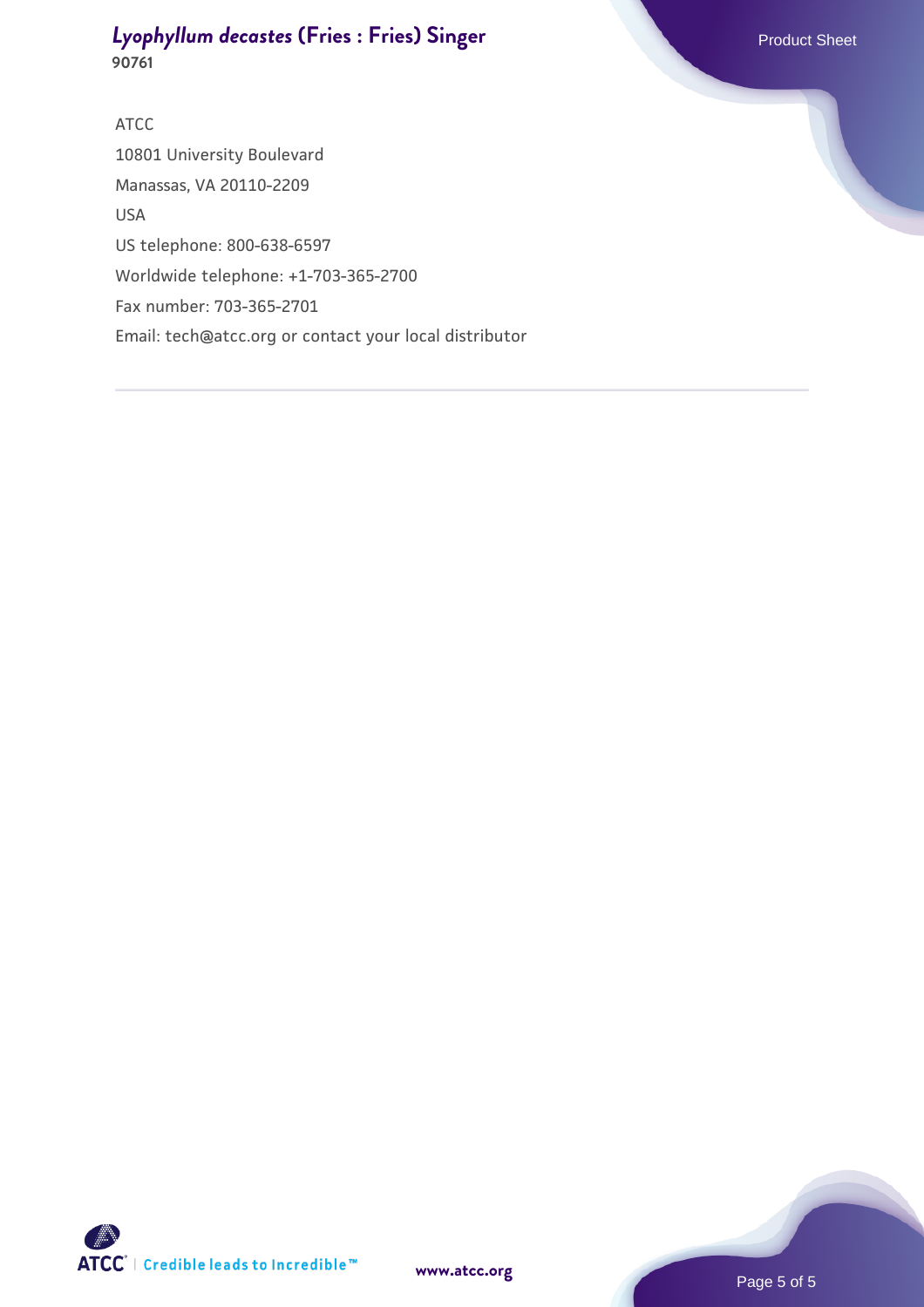ATCC

10801 University Boulevard

Manassas, VA 20110-2209

USA

US telephone: 800-638-6597

Worldwide telephone: +1-703-365-2700

Fax number: 703-365-2701

Email: tech@atcc.org or contact your local distributor